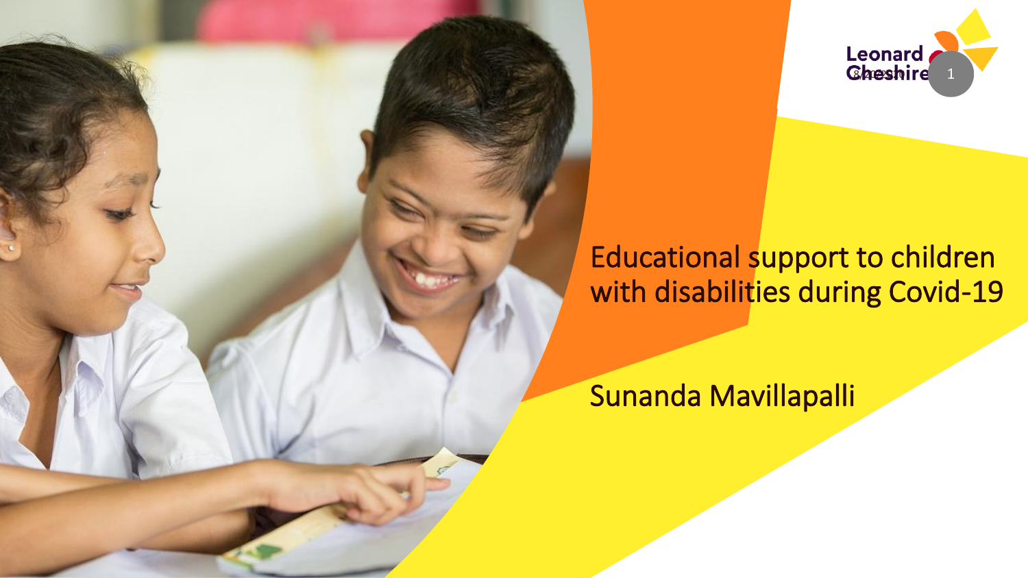# Educational support to children with disabilities during Covid-19

Sunanda Mavillapalli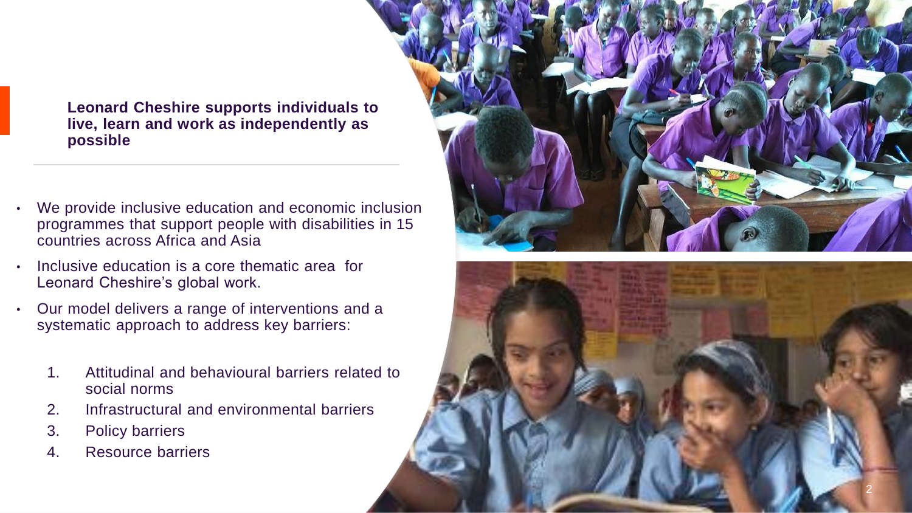**Leonard Cheshire supports individuals to live, learn and work as independently as possible**

- We provide inclusive education and economic inclusion programmes that support people with disabilities in 15 countries across Africa and Asia
- Inclusive education is a core thematic area for Leonard Cheshire's global work.
- Our model delivers a range of interventions and a systematic approach to address key barriers:

  1. Attitudinal and behavioural barriers related to social norms
  2. Infrastructural and environmental barriers
  3. Policy barriers
  4. Resource barriers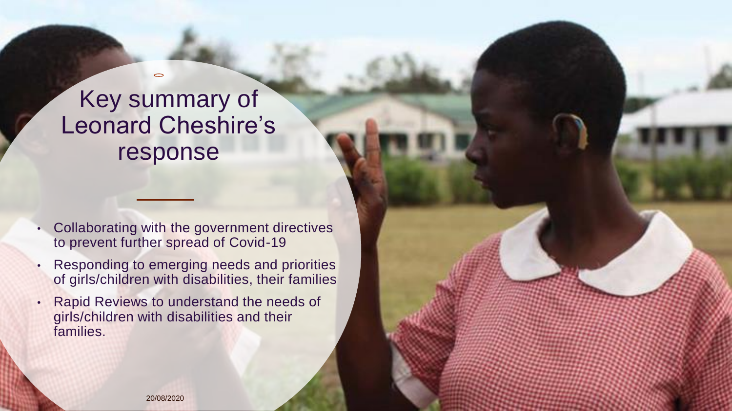# Key summary of Leonard Cheshire's response

- Collaborating with the government directives to prevent further spread of Covid-19
- Responding to emerging needs and priorities of girls/children with disabilities, their families
- Rapid Reviews to understand the needs of girls/children with disabilities and their families.

20/08/2020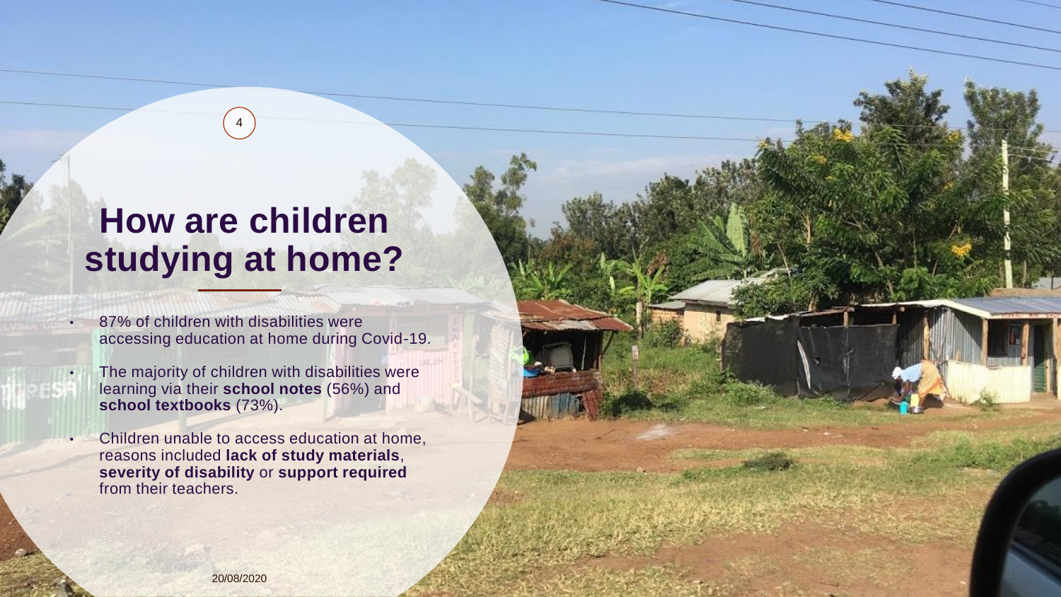# How are children studying at home?

- 87% of children with disabilities were accessing education at home during Covid-19.
- The majority of children with disabilities were learning via their **school notes** (56%) and **school textbooks** (73%).
- Children unable to access education at home, reasons included **lack of study materials**, **severity of disability** or **support required** from their teachers.

20/08/2020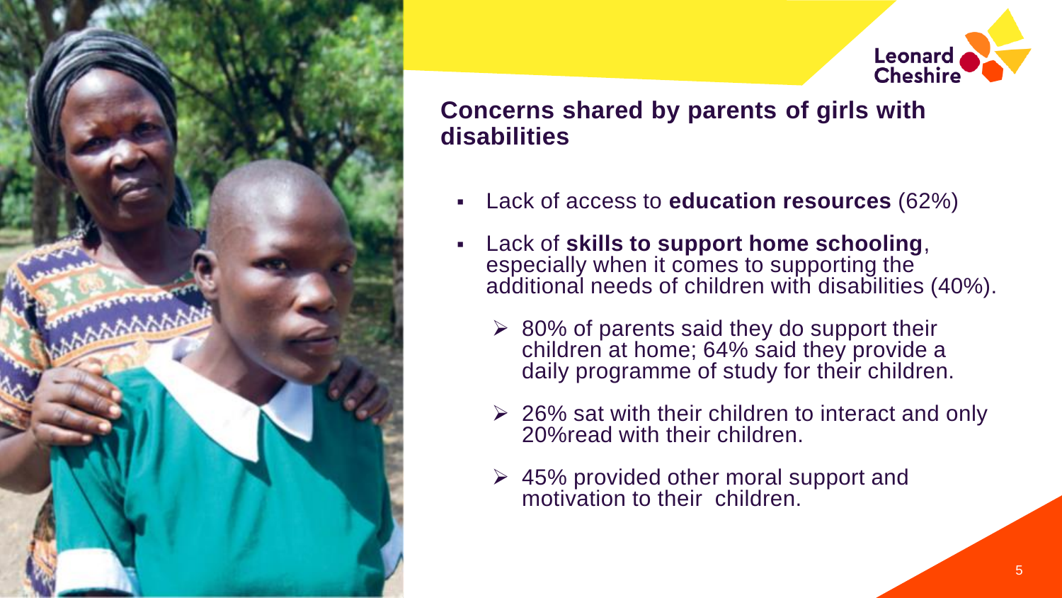## Concerns shared by parents of girls with disabilities

- Lack of access to **education resources** (62%)
- Lack of **skills to support home schooling**, especially when it comes to supporting the additional needs of children with disabilities (40%).
  - 80% of parents said they do support their children at home; 64% said they provide a daily programme of study for their children.
  - 26% sat with their children to interact and only 20%read with their children.
  - 45% provided other moral support and motivation to their children.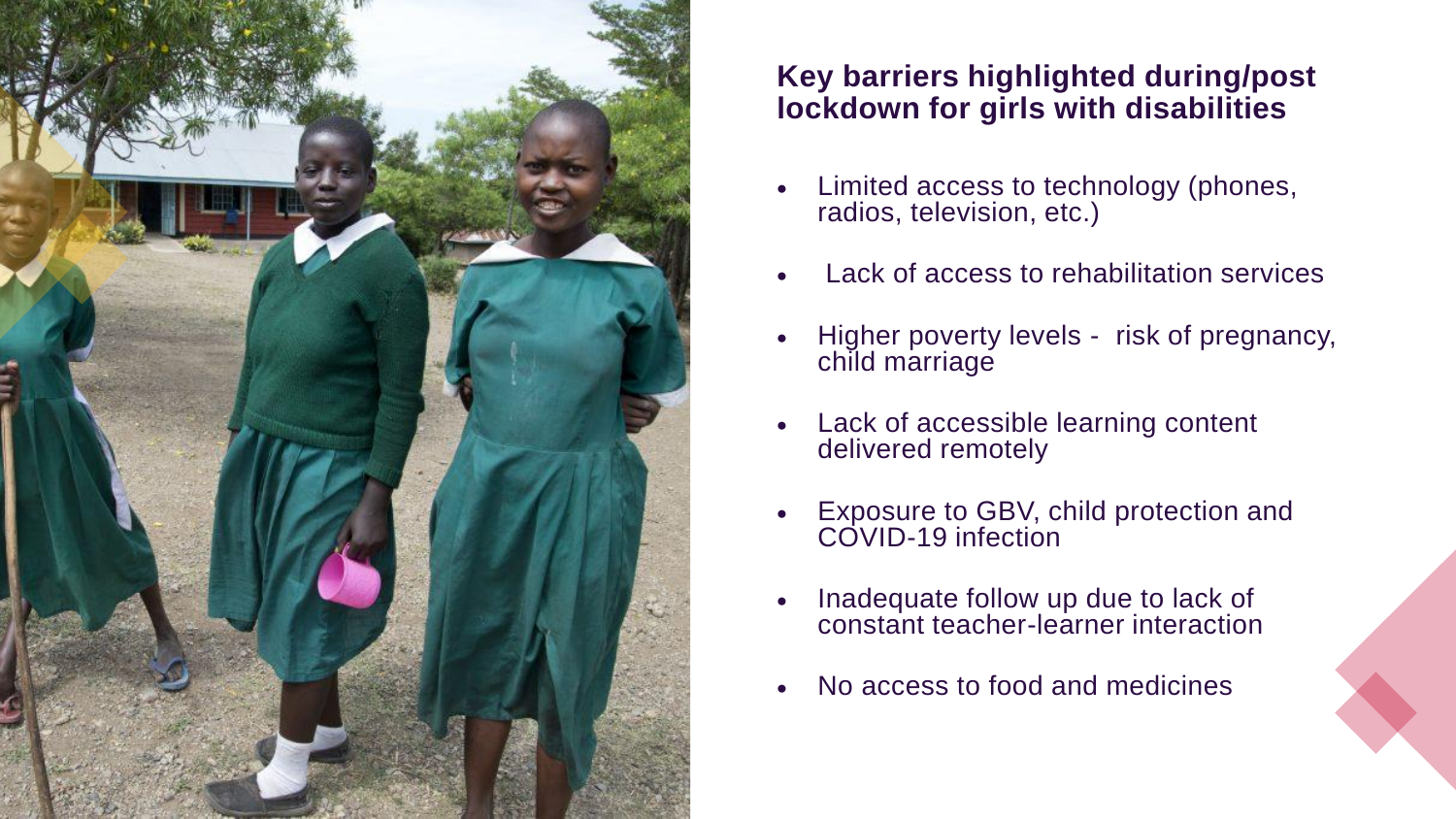## Key barriers highlighted during/post lockdown for girls with disabilities

- Limited access to technology (phones, radios, television, etc.)
- Lack of access to rehabilitation services
- Higher poverty levels - risk of pregnancy, child marriage
- Lack of accessible learning content delivered remotely
- Exposure to GBV, child protection and COVID-19 infection
- Inadequate follow up due to lack of constant teacher-learner interaction
- No access to food and medicines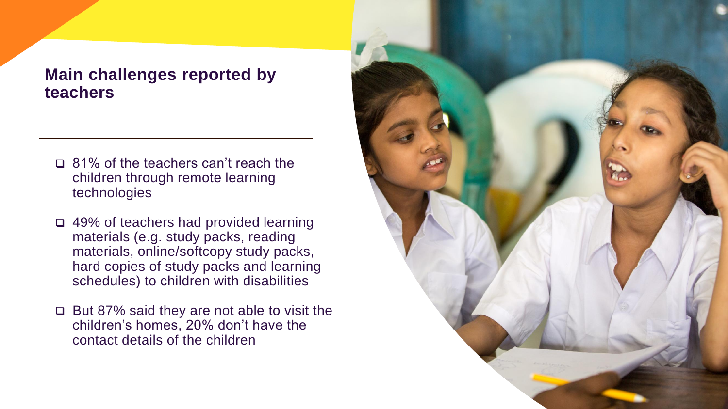## Main challenges reported by teachers

- 81% of the teachers can't reach the children through remote learning technologies
- 49% of teachers had provided learning materials (e.g. study packs, reading materials, online/softcopy study packs, hard copies of study packs and learning schedules) to children with disabilities
- But 87% said they are not able to visit the children's homes, 20% don't have the contact details of the children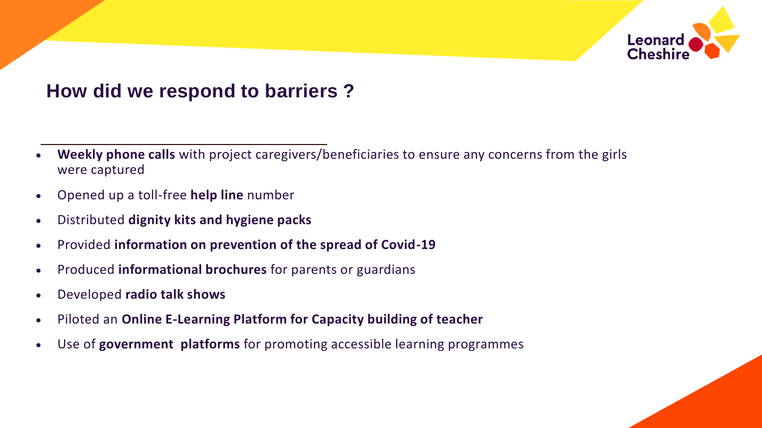## How did we respond to barriers ?

- **Weekly phone calls** with project caregivers/beneficiaries to ensure any concerns from the girls were captured
- Opened up a toll-free **help line** number
- Distributed **dignity kits and hygiene packs**
- Provided **information on prevention of the spread of Covid-19**
- Produced **informational brochures** for parents or guardians
- Developed **radio talk shows**
- Piloted an **Online E-Learning Platform for Capacity building of teacher**
- Use of **government platforms** for promoting accessible learning programmes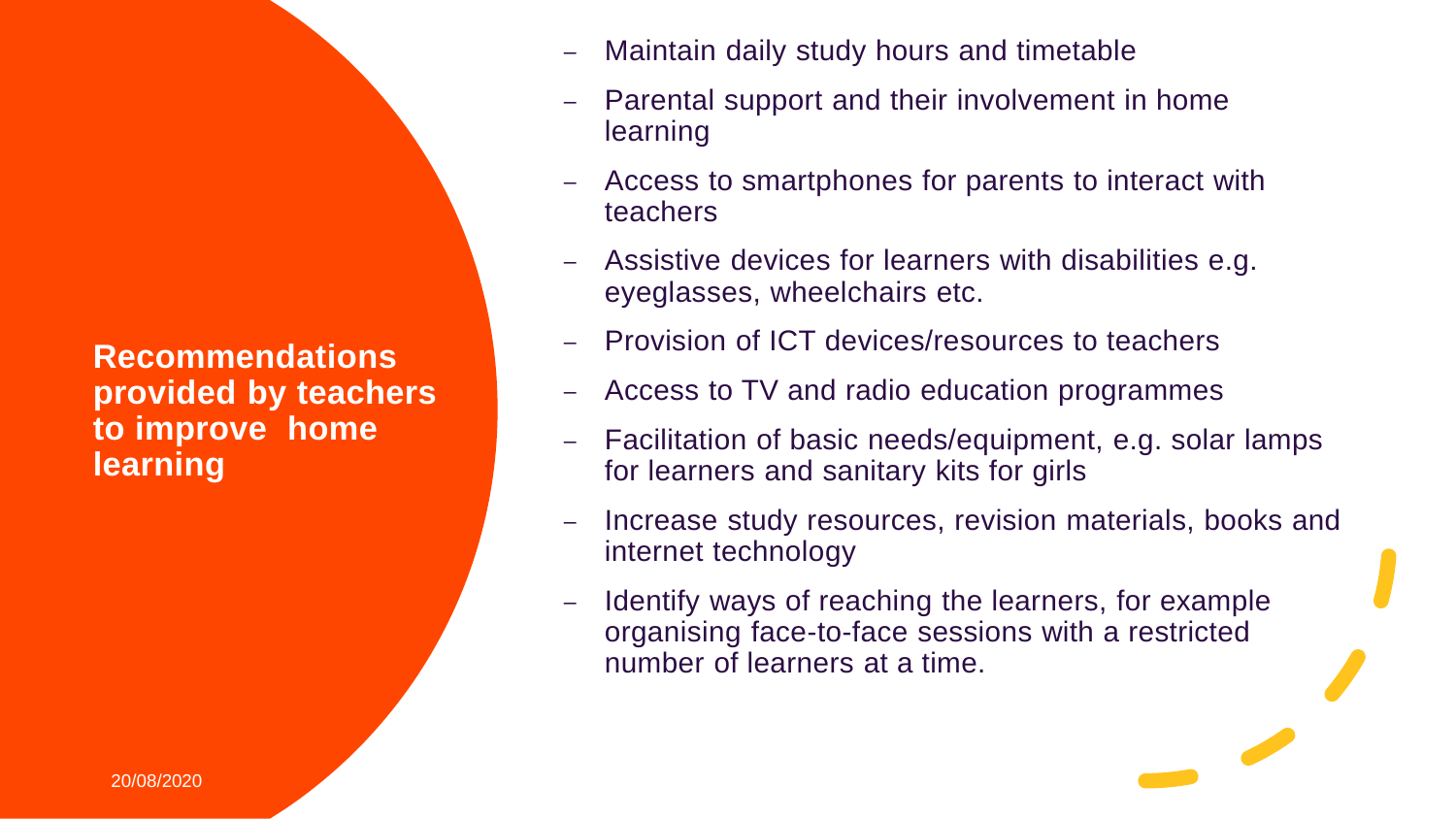## Recommendations provided by teachers to improve home learning

- Maintain daily study hours and timetable
- Parental support and their involvement in home learning
- Access to smartphones for parents to interact with teachers
- Assistive devices for learners with disabilities e.g. eyeglasses, wheelchairs etc.
- Provision of ICT devices/resources to teachers
- Access to TV and radio education programmes
- Facilitation of basic needs/equipment, e.g. solar lamps for learners and sanitary kits for girls
- Increase study resources, revision materials, books and internet technology
- Identify ways of reaching the learners, for example organising face-to-face sessions with a restricted number of learners at a time.

20/08/2020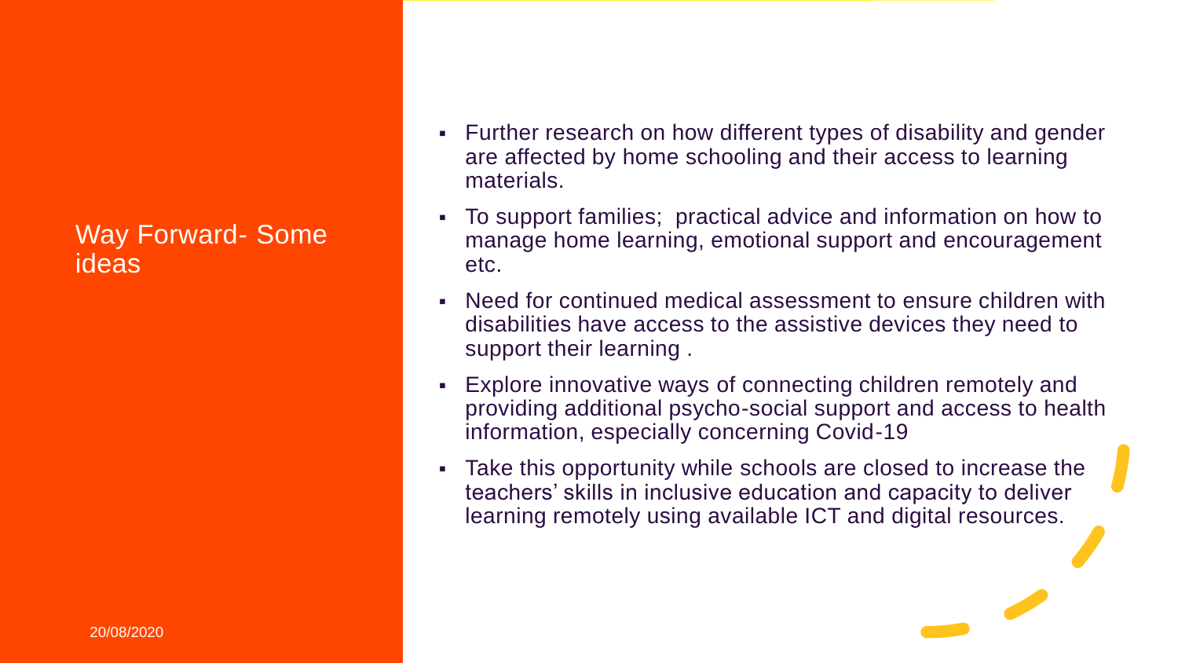# Way Forward- Some ideas

- Further research on how different types of disability and gender are affected by home schooling and their access to learning materials.
- To support families; practical advice and information on how to manage home learning, emotional support and encouragement etc.
- Need for continued medical assessment to ensure children with disabilities have access to the assistive devices they need to support their learning .
- Explore innovative ways of connecting children remotely and providing additional psycho-social support and access to health information, especially concerning Covid-19
- Take this opportunity while schools are closed to increase the teachers' skills in inclusive education and capacity to deliver learning remotely using available ICT and digital resources.

20/08/2020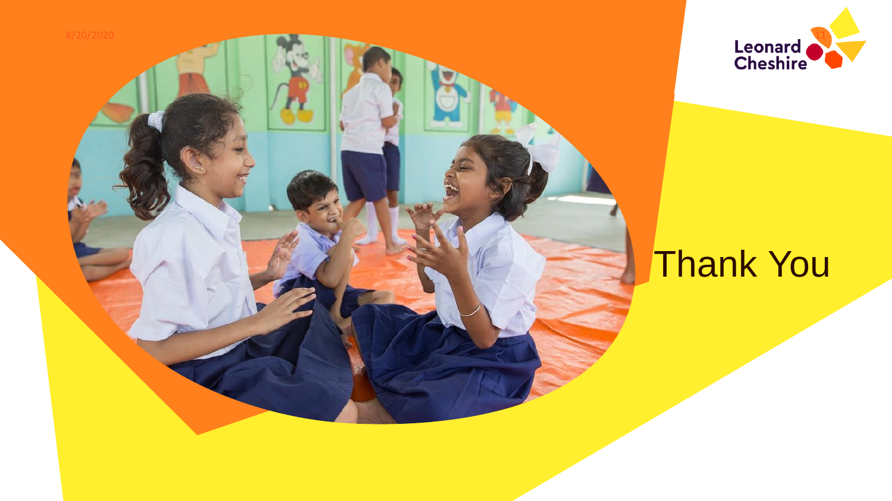Thank You